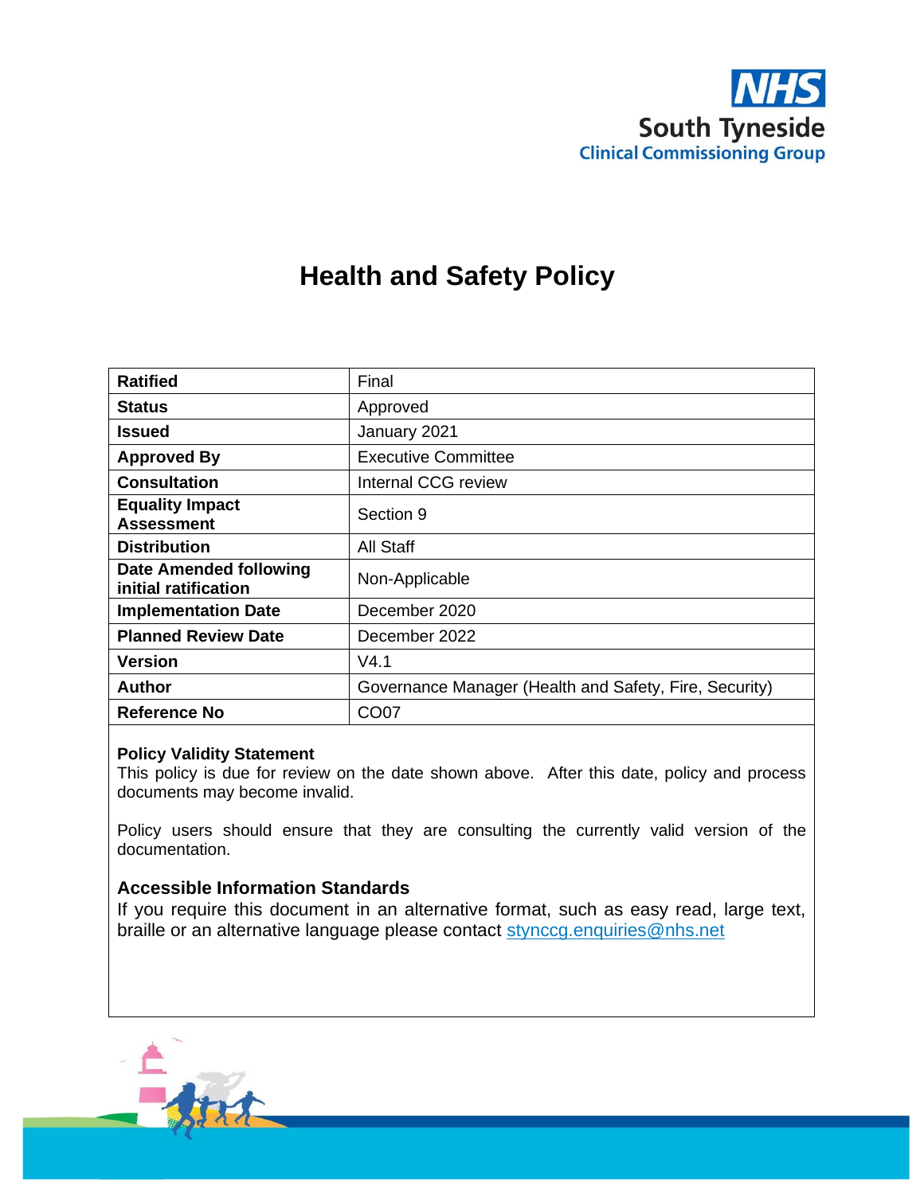NHS
South Tyneside
Clinical Commissioning Group

# Health and Safety Policy

| Ratified | Final |
|---|---|
| Status | Approved |
| Issued | January 2021 |
| Approved By | Executive Committee |
| Consultation | Internal CCG review |
| Equality Impact Assessment | Section 9 |
| Distribution | All Staff |
| Date Amended following initial ratification | Non-Applicable |
| Implementation Date | December 2020 |
| Planned Review Date | December 2022 |
| Version | V4.1 |
| Author | Governance Manager (Health and Safety, Fire, Security) |
| Reference No | CO07 |

**Policy Validity Statement**
This policy is due for review on the date shown above. After this date, policy and process documents may become invalid.

Policy users should ensure that they are consulting the currently valid version of the documentation.

### Accessible Information Standards

If you require this document in an alternative format, such as easy read, large text, braille or an alternative language please contact stynccg.enquiries@nhs.net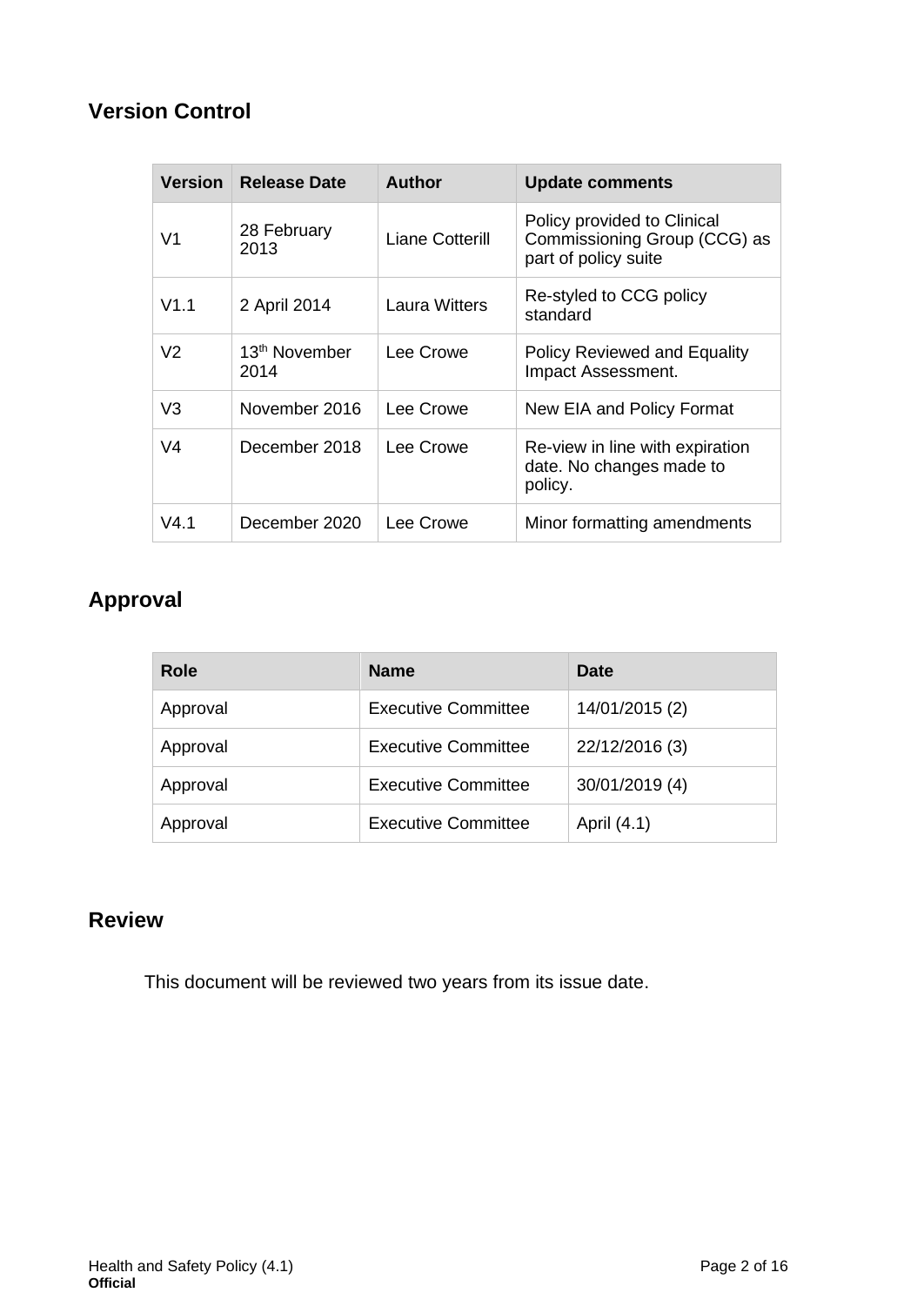## Version Control

| Version | Release Date | Author | Update comments |
|---|---|---|---|
| V1 | 28 February 2013 | Liane Cotterill | Policy provided to Clinical Commissioning Group (CCG) as part of policy suite |
| V1.1 | 2 April 2014 | Laura Witters | Re-styled to CCG policy standard |
| V2 | 13th November 2014 | Lee Crowe | Policy Reviewed and Equality Impact Assessment. |
| V3 | November 2016 | Lee Crowe | New EIA and Policy Format |
| V4 | December 2018 | Lee Crowe | Re-view in line with expiration date. No changes made to policy. |
| V4.1 | December 2020 | Lee Crowe | Minor formatting amendments |

## Approval

| Role | Name | Date |
|---|---|---|
| Approval | Executive Committee | 14/01/2015 (2) |
| Approval | Executive Committee | 22/12/2016 (3) |
| Approval | Executive Committee | 30/01/2019 (4) |
| Approval | Executive Committee | April (4.1) |

## Review

This document will be reviewed two years from its issue date.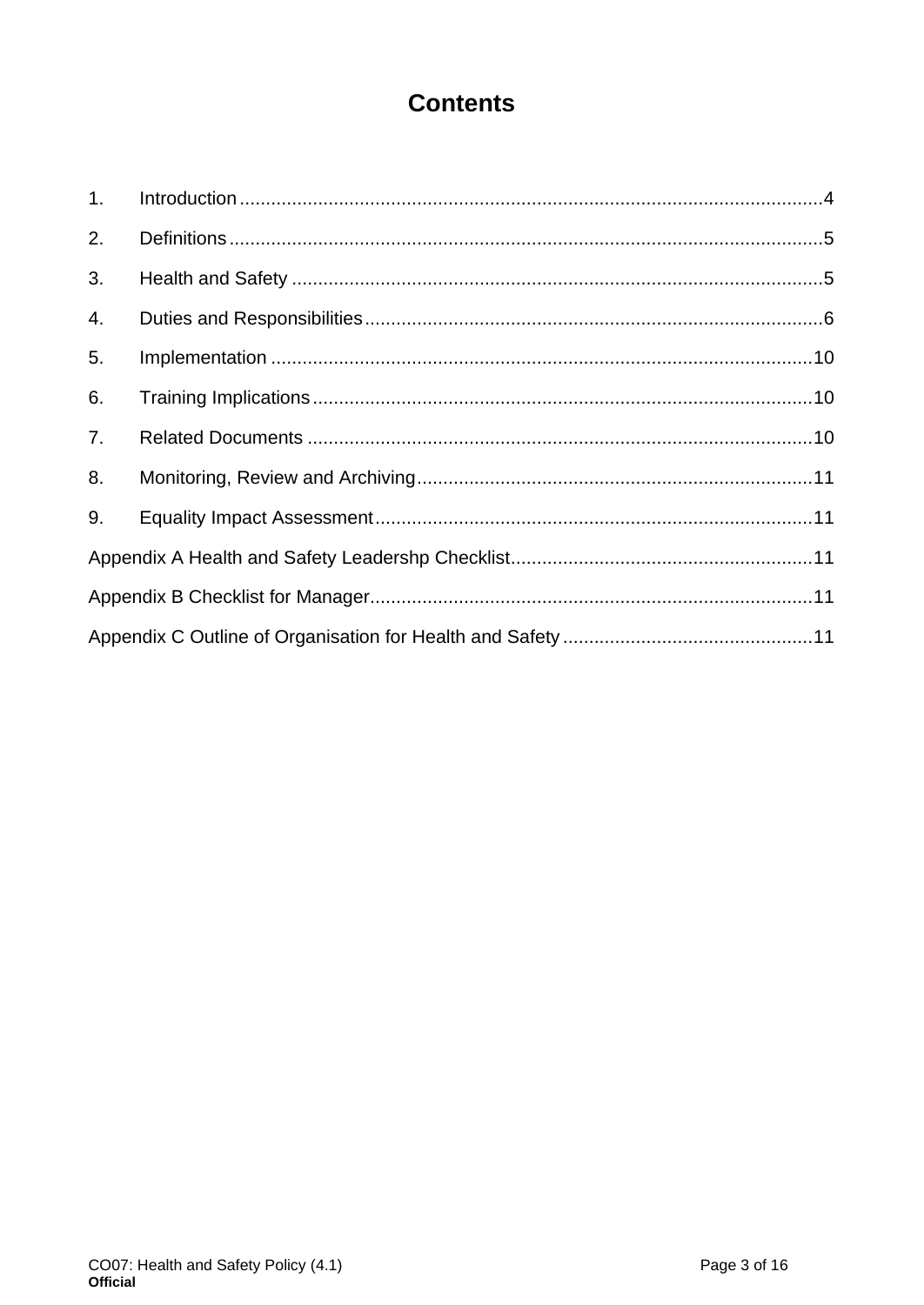# Contents

1. Introduction ....................................................................................................4
2. Definitions ......................................................................................................5
3. Health and Safety ..........................................................................................5
4. Duties and Responsibilities ............................................................................6
5. Implementation .............................................................................................10
6. Training Implications .....................................................................................10
7. Related Documents ......................................................................................10
8. Monitoring, Review and Archiving .................................................................11
9. Equality Impact Assessment .........................................................................11

Appendix A Health and Safety Leadershp Checklist ...........................................11

Appendix B Checklist for Manager .....................................................................11

Appendix C Outline of Organisation for Health and Safety .................................11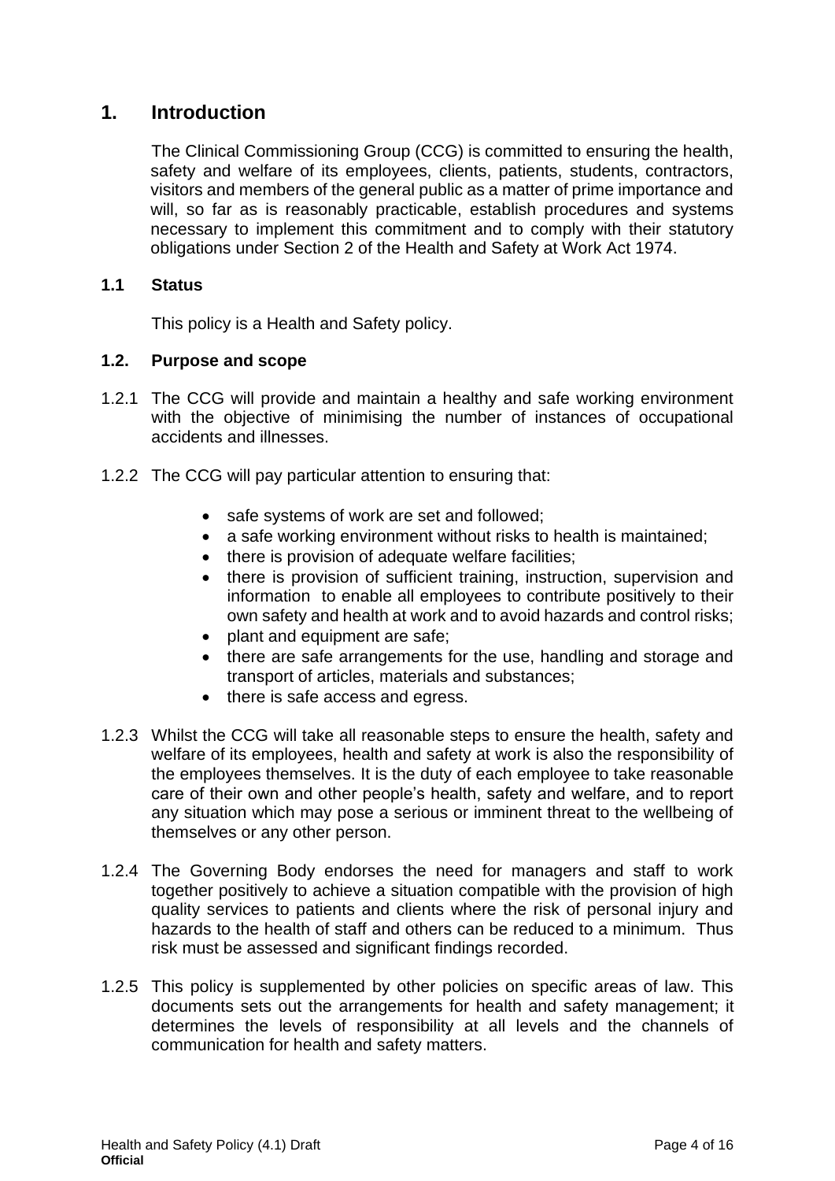# 1. Introduction

The Clinical Commissioning Group (CCG) is committed to ensuring the health, safety and welfare of its employees, clients, patients, students, contractors, visitors and members of the general public as a matter of prime importance and will, so far as is reasonably practicable, establish procedures and systems necessary to implement this commitment and to comply with their statutory obligations under Section 2 of the Health and Safety at Work Act 1974.

## 1.1 Status

This policy is a Health and Safety policy.

## 1.2. Purpose and scope

1.2.1 The CCG will provide and maintain a healthy and safe working environment with the objective of minimising the number of instances of occupational accidents and illnesses.

1.2.2 The CCG will pay particular attention to ensuring that:

- safe systems of work are set and followed;
- a safe working environment without risks to health is maintained;
- there is provision of adequate welfare facilities;
- there is provision of sufficient training, instruction, supervision and information to enable all employees to contribute positively to their own safety and health at work and to avoid hazards and control risks;
- plant and equipment are safe;
- there are safe arrangements for the use, handling and storage and transport of articles, materials and substances;
- there is safe access and egress.

1.2.3 Whilst the CCG will take all reasonable steps to ensure the health, safety and welfare of its employees, health and safety at work is also the responsibility of the employees themselves. It is the duty of each employee to take reasonable care of their own and other people's health, safety and welfare, and to report any situation which may pose a serious or imminent threat to the wellbeing of themselves or any other person.

1.2.4 The Governing Body endorses the need for managers and staff to work together positively to achieve a situation compatible with the provision of high quality services to patients and clients where the risk of personal injury and hazards to the health of staff and others can be reduced to a minimum. Thus risk must be assessed and significant findings recorded.

1.2.5 This policy is supplemented by other policies on specific areas of law. This documents sets out the arrangements for health and safety management; it determines the levels of responsibility at all levels and the channels of communication for health and safety matters.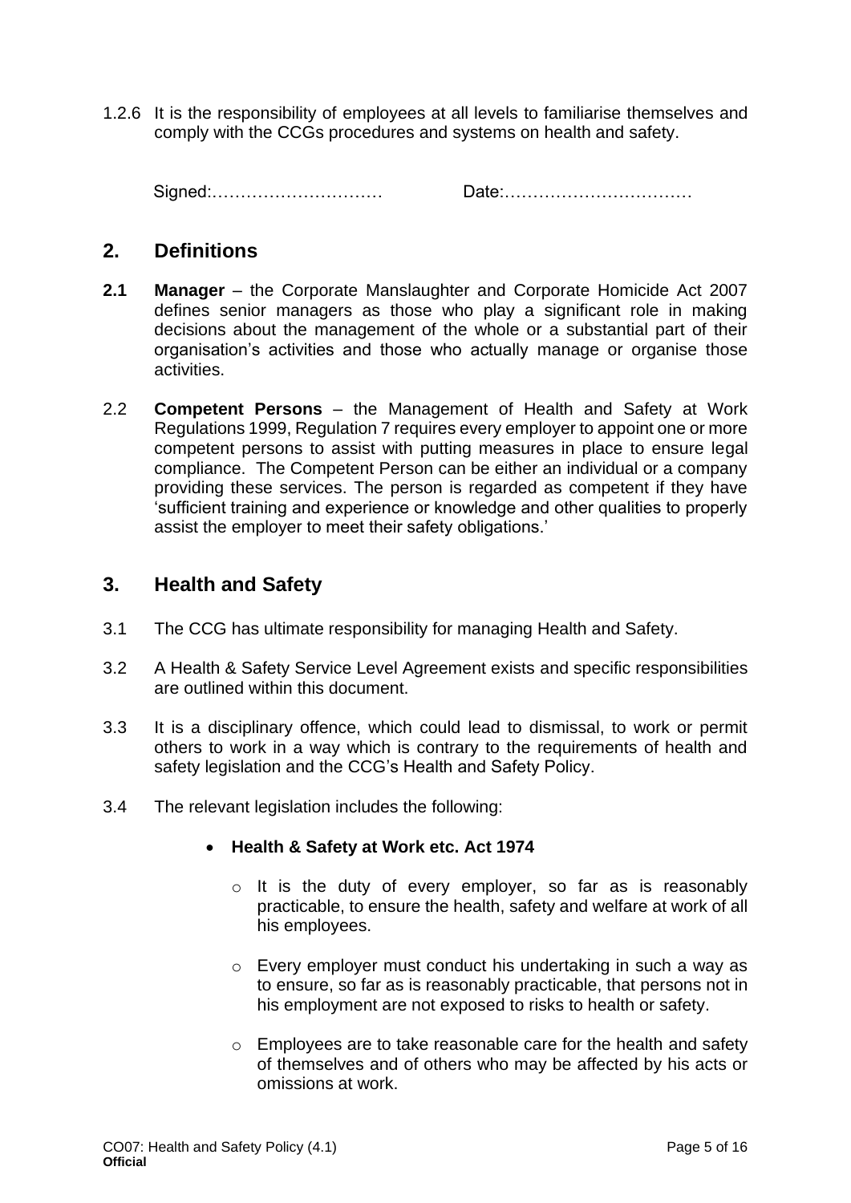1.2.6 It is the responsibility of employees at all levels to familiarise themselves and comply with the CCGs procedures and systems on health and safety.

Signed:………………………… Date:……………………………

## 2. Definitions

**2.1** **Manager** – the Corporate Manslaughter and Corporate Homicide Act 2007 defines senior managers as those who play a significant role in making decisions about the management of the whole or a substantial part of their organisation's activities and those who actually manage or organise those activities.

2.2 **Competent Persons** – the Management of Health and Safety at Work Regulations 1999, Regulation 7 requires every employer to appoint one or more competent persons to assist with putting measures in place to ensure legal compliance. The Competent Person can be either an individual or a company providing these services. The person is regarded as competent if they have 'sufficient training and experience or knowledge and other qualities to properly assist the employer to meet their safety obligations.'

## 3. Health and Safety

3.1 The CCG has ultimate responsibility for managing Health and Safety.

3.2 A Health & Safety Service Level Agreement exists and specific responsibilities are outlined within this document.

3.3 It is a disciplinary offence, which could lead to dismissal, to work or permit others to work in a way which is contrary to the requirements of health and safety legislation and the CCG's Health and Safety Policy.

3.4 The relevant legislation includes the following:

- **Health & Safety at Work etc. Act 1974**
  - It is the duty of every employer, so far as is reasonably practicable, to ensure the health, safety and welfare at work of all his employees.
  - Every employer must conduct his undertaking in such a way as to ensure, so far as is reasonably practicable, that persons not in his employment are not exposed to risks to health or safety.
  - Employees are to take reasonable care for the health and safety of themselves and of others who may be affected by his acts or omissions at work.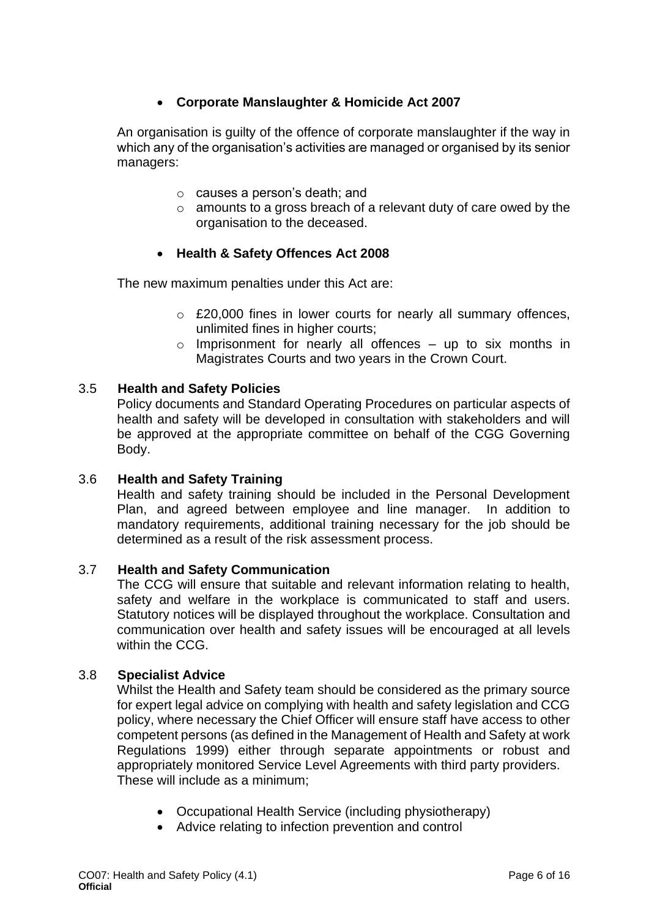- **Corporate Manslaughter & Homicide Act 2007**

An organisation is guilty of the offence of corporate manslaughter if the way in which any of the organisation's activities are managed or organised by its senior managers:

- causes a person's death; and
- amounts to a gross breach of a relevant duty of care owed by the organisation to the deceased.

- **Health & Safety Offences Act 2008**

The new maximum penalties under this Act are:

- £20,000 fines in lower courts for nearly all summary offences, unlimited fines in higher courts;
- Imprisonment for nearly all offences – up to six months in Magistrates Courts and two years in the Crown Court.

### 3.5 Health and Safety Policies

Policy documents and Standard Operating Procedures on particular aspects of health and safety will be developed in consultation with stakeholders and will be approved at the appropriate committee on behalf of the CGG Governing Body.

### 3.6 Health and Safety Training

Health and safety training should be included in the Personal Development Plan, and agreed between employee and line manager. In addition to mandatory requirements, additional training necessary for the job should be determined as a result of the risk assessment process.

### 3.7 Health and Safety Communication

The CCG will ensure that suitable and relevant information relating to health, safety and welfare in the workplace is communicated to staff and users. Statutory notices will be displayed throughout the workplace. Consultation and communication over health and safety issues will be encouraged at all levels within the CCG.

### 3.8 Specialist Advice

Whilst the Health and Safety team should be considered as the primary source for expert legal advice on complying with health and safety legislation and CCG policy, where necessary the Chief Officer will ensure staff have access to other competent persons (as defined in the Management of Health and Safety at work Regulations 1999) either through separate appointments or robust and appropriately monitored Service Level Agreements with third party providers. These will include as a minimum;

- Occupational Health Service (including physiotherapy)
- Advice relating to infection prevention and control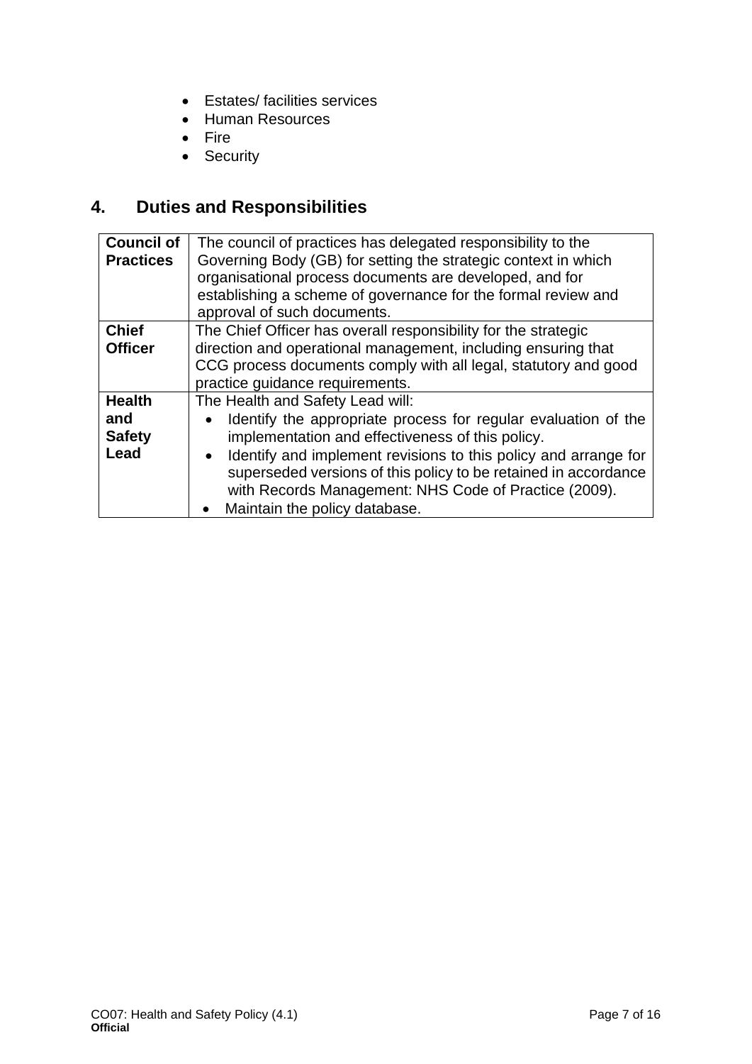- Estates/ facilities services
- Human Resources
- Fire
- Security

## 4. Duties and Responsibilities

| | |
|---|---|
| **Council of Practices** | The council of practices has delegated responsibility to the Governing Body (GB) for setting the strategic context in which organisational process documents are developed, and for establishing a scheme of governance for the formal review and approval of such documents. |
| **Chief Officer** | The Chief Officer has overall responsibility for the strategic direction and operational management, including ensuring that CCG process documents comply with all legal, statutory and good practice guidance requirements. |
| **Health and Safety Lead** | The Health and Safety Lead will:<br>• Identify the appropriate process for regular evaluation of the implementation and effectiveness of this policy.<br>• Identify and implement revisions to this policy and arrange for superseded versions of this policy to be retained in accordance with Records Management: NHS Code of Practice (2009).<br>• Maintain the policy database. |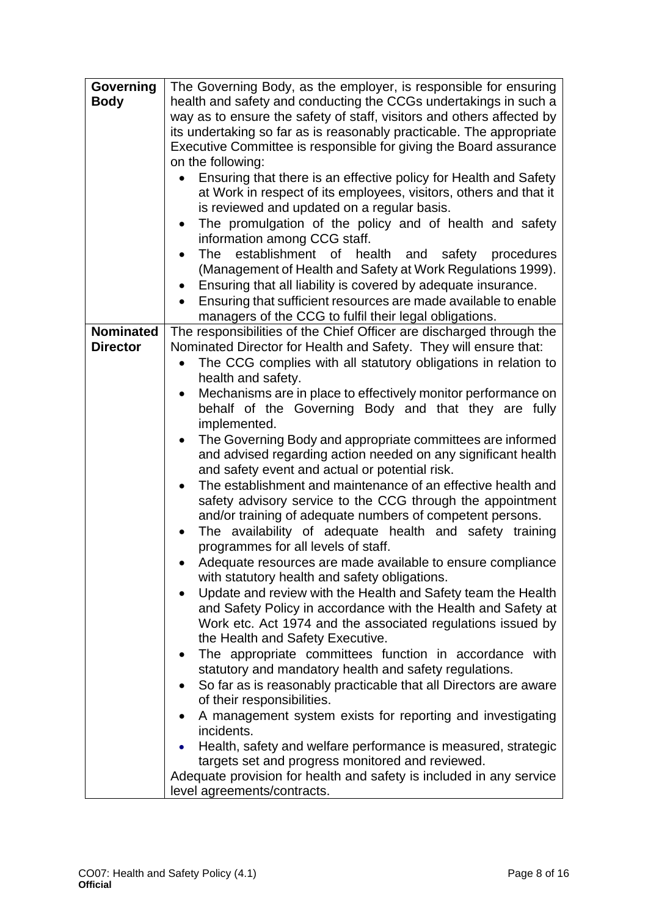| | |
|---|---|
| **Governing Body** | The Governing Body, as the employer, is responsible for ensuring health and safety and conducting the CCGs undertakings in such a way as to ensure the safety of staff, visitors and others affected by its undertaking so far as is reasonably practicable. The appropriate Executive Committee is responsible for giving the Board assurance on the following:<br>• Ensuring that there is an effective policy for Health and Safety at Work in respect of its employees, visitors, others and that it is reviewed and updated on a regular basis.<br>• The promulgation of the policy and of health and safety information among CCG staff.<br>• The establishment of health and safety procedures (Management of Health and Safety at Work Regulations 1999).<br>• Ensuring that all liability is covered by adequate insurance.<br>• Ensuring that sufficient resources are made available to enable managers of the CCG to fulfil their legal obligations. |
| **Nominated Director** | The responsibilities of the Chief Officer are discharged through the Nominated Director for Health and Safety. They will ensure that:<br>• The CCG complies with all statutory obligations in relation to health and safety.<br>• Mechanisms are in place to effectively monitor performance on behalf of the Governing Body and that they are fully implemented.<br>• The Governing Body and appropriate committees are informed and advised regarding action needed on any significant health and safety event and actual or potential risk.<br>• The establishment and maintenance of an effective health and safety advisory service to the CCG through the appointment and/or training of adequate numbers of competent persons.<br>• The availability of adequate health and safety training programmes for all levels of staff.<br>• Adequate resources are made available to ensure compliance with statutory health and safety obligations.<br>• Update and review with the Health and Safety team the Health and Safety Policy in accordance with the Health and Safety at Work etc. Act 1974 and the associated regulations issued by the Health and Safety Executive.<br>• The appropriate committees function in accordance with statutory and mandatory health and safety regulations.<br>• So far as is reasonably practicable that all Directors are aware of their responsibilities.<br>• A management system exists for reporting and investigating incidents.<br>• Health, safety and welfare performance is measured, strategic targets set and progress monitored and reviewed.<br>Adequate provision for health and safety is included in any service level agreements/contracts. |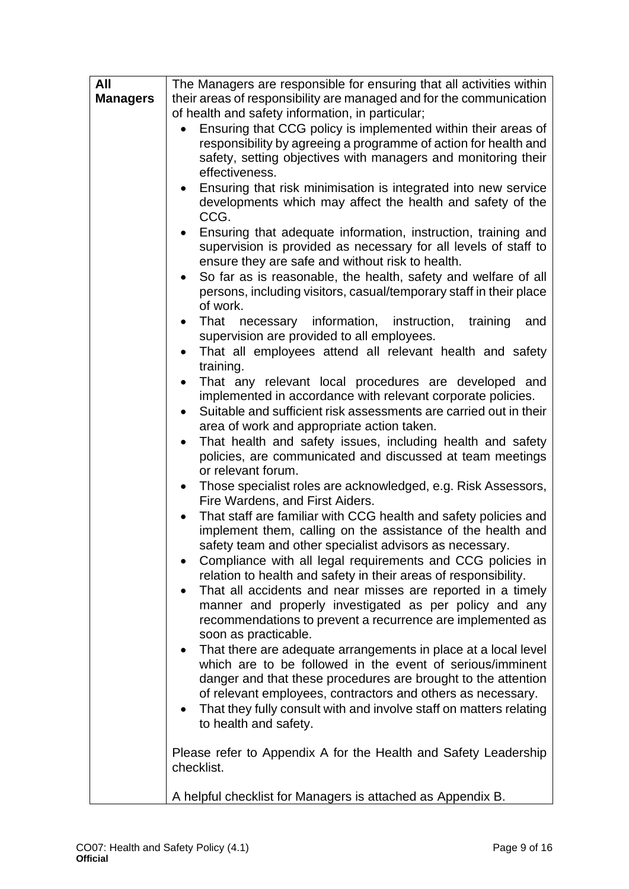| **All Managers** | The Managers are responsible for ensuring that all activities within their areas of responsibility are managed and for the communication of health and safety information, in particular;<br>• Ensuring that CCG policy is implemented within their areas of responsibility by agreeing a programme of action for health and safety, setting objectives with managers and monitoring their effectiveness.<br>• Ensuring that risk minimisation is integrated into new service developments which may affect the health and safety of the CCG.<br>• Ensuring that adequate information, instruction, training and supervision is provided as necessary for all levels of staff to ensure they are safe and without risk to health.<br>• So far as is reasonable, the health, safety and welfare of all persons, including visitors, casual/temporary staff in their place of work.<br>• That necessary information, instruction, training and supervision are provided to all employees.<br>• That all employees attend all relevant health and safety training.<br>• That any relevant local procedures are developed and implemented in accordance with relevant corporate policies.<br>• Suitable and sufficient risk assessments are carried out in their area of work and appropriate action taken.<br>• That health and safety issues, including health and safety policies, are communicated and discussed at team meetings or relevant forum.<br>• Those specialist roles are acknowledged, e.g. Risk Assessors, Fire Wardens, and First Aiders.<br>• That staff are familiar with CCG health and safety policies and implement them, calling on the assistance of the health and safety team and other specialist advisors as necessary.<br>• Compliance with all legal requirements and CCG policies in relation to health and safety in their areas of responsibility.<br>• That all accidents and near misses are reported in a timely manner and properly investigated as per policy and any recommendations to prevent a recurrence are implemented as soon as practicable.<br>• That there are adequate arrangements in place at a local level which are to be followed in the event of serious/imminent danger and that these procedures are brought to the attention of relevant employees, contractors and others as necessary.<br>• That they fully consult with and involve staff on matters relating to health and safety.<br><br>Please refer to Appendix A for the Health and Safety Leadership checklist.<br><br>A helpful checklist for Managers is attached as Appendix B. |
|---|---|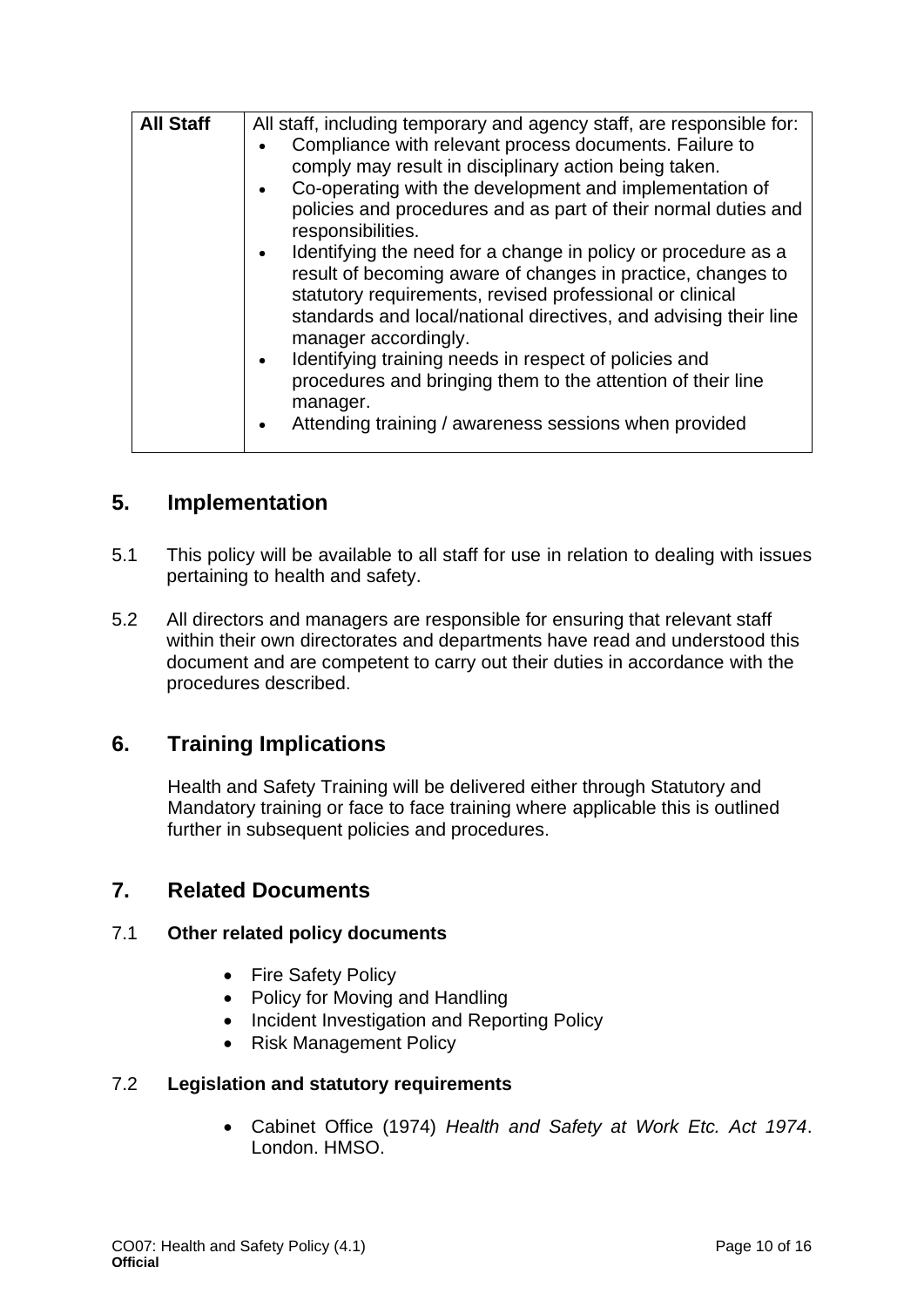| **All Staff** | All staff, including temporary and agency staff, are responsible for:<br>• Compliance with relevant process documents. Failure to comply may result in disciplinary action being taken.<br>• Co-operating with the development and implementation of policies and procedures and as part of their normal duties and responsibilities.<br>• Identifying the need for a change in policy or procedure as a result of becoming aware of changes in practice, changes to statutory requirements, revised professional or clinical standards and local/national directives, and advising their line manager accordingly.<br>• Identifying training needs in respect of policies and procedures and bringing them to the attention of their line manager.<br>• Attending training / awareness sessions when provided |
|---|---|

## 5. Implementation

5.1 This policy will be available to all staff for use in relation to dealing with issues pertaining to health and safety.

5.2 All directors and managers are responsible for ensuring that relevant staff within their own directorates and departments have read and understood this document and are competent to carry out their duties in accordance with the procedures described.

## 6. Training Implications

Health and Safety Training will be delivered either through Statutory and Mandatory training or face to face training where applicable this is outlined further in subsequent policies and procedures.

## 7. Related Documents

### 7.1 Other related policy documents

- Fire Safety Policy
- Policy for Moving and Handling
- Incident Investigation and Reporting Policy
- Risk Management Policy

### 7.2 Legislation and statutory requirements

- Cabinet Office (1974) *Health and Safety at Work Etc. Act 1974*. London. HMSO.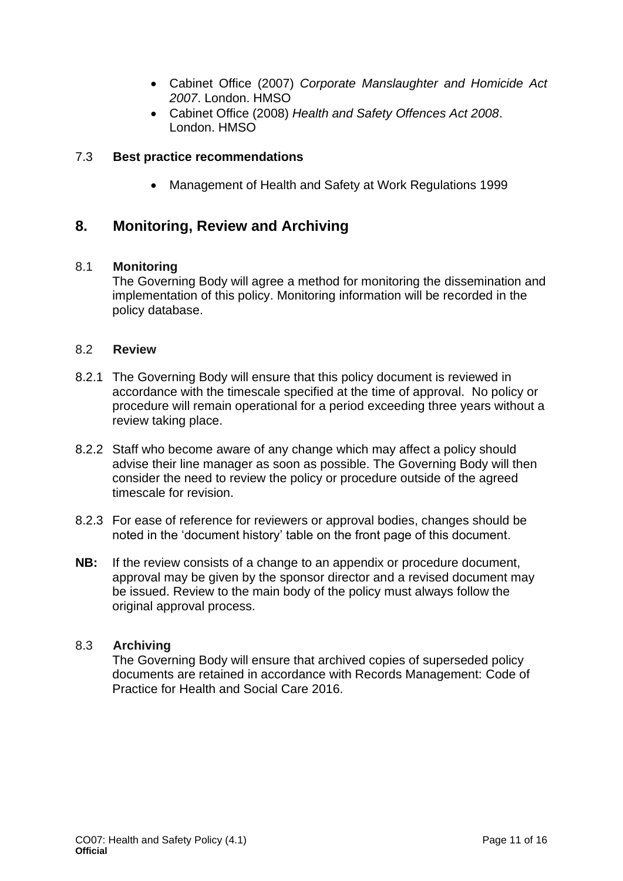- Cabinet Office (2007) *Corporate Manslaughter and Homicide Act 2007*. London. HMSO
- Cabinet Office (2008) *Health and Safety Offences Act 2008*. London. HMSO

### 7.3 Best practice recommendations

- Management of Health and Safety at Work Regulations 1999

## 8. Monitoring, Review and Archiving

### 8.1 Monitoring

The Governing Body will agree a method for monitoring the dissemination and implementation of this policy. Monitoring information will be recorded in the policy database.

### 8.2 Review

8.2.1 The Governing Body will ensure that this policy document is reviewed in accordance with the timescale specified at the time of approval. No policy or procedure will remain operational for a period exceeding three years without a review taking place.

8.2.2 Staff who become aware of any change which may affect a policy should advise their line manager as soon as possible. The Governing Body will then consider the need to review the policy or procedure outside of the agreed timescale for revision.

8.2.3 For ease of reference for reviewers or approval bodies, changes should be noted in the 'document history' table on the front page of this document.

**NB:** If the review consists of a change to an appendix or procedure document, approval may be given by the sponsor director and a revised document may be issued. Review to the main body of the policy must always follow the original approval process.

### 8.3 Archiving

The Governing Body will ensure that archived copies of superseded policy documents are retained in accordance with Records Management: Code of Practice for Health and Social Care 2016.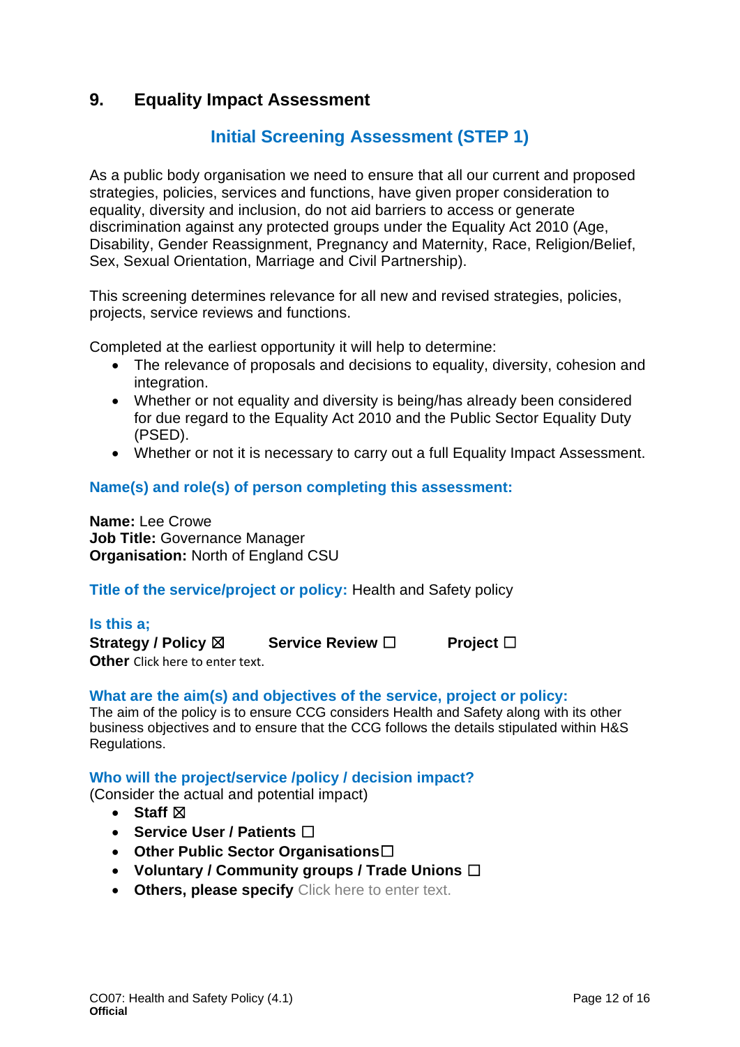## 9. Equality Impact Assessment

### Initial Screening Assessment (STEP 1)

As a public body organisation we need to ensure that all our current and proposed strategies, policies, services and functions, have given proper consideration to equality, diversity and inclusion, do not aid barriers to access or generate discrimination against any protected groups under the Equality Act 2010 (Age, Disability, Gender Reassignment, Pregnancy and Maternity, Race, Religion/Belief, Sex, Sexual Orientation, Marriage and Civil Partnership).

This screening determines relevance for all new and revised strategies, policies, projects, service reviews and functions.

Completed at the earliest opportunity it will help to determine:

- The relevance of proposals and decisions to equality, diversity, cohesion and integration.
- Whether or not equality and diversity is being/has already been considered for due regard to the Equality Act 2010 and the Public Sector Equality Duty (PSED).
- Whether or not it is necessary to carry out a full Equality Impact Assessment.

**Name(s) and role(s) of person completing this assessment:**

**Name:** Lee Crowe
**Job Title:** Governance Manager
**Organisation:** North of England CSU

**Title of the service/project or policy:** Health and Safety policy

**Is this a;**
**Strategy / Policy** ☒ **Service Review** ☐ **Project** ☐
**Other** Click here to enter text.

**What are the aim(s) and objectives of the service, project or policy:**
The aim of the policy is to ensure CCG considers Health and Safety along with its other business objectives and to ensure that the CCG follows the details stipulated within H&S Regulations.

**Who will the project/service /policy / decision impact?**
(Consider the actual and potential impact)

- **Staff** ☒
- **Service User / Patients** ☐
- **Other Public Sector Organisations** ☐
- **Voluntary / Community groups / Trade Unions** ☐
- **Others, please specify** Click here to enter text.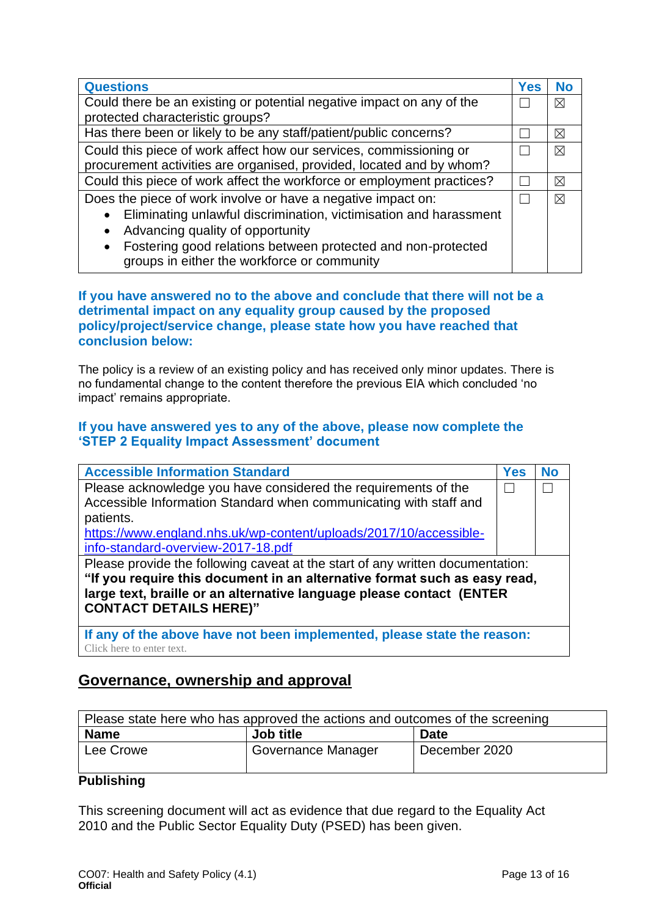| Questions | Yes | No |
|---|---|---|
| Could there be an existing or potential negative impact on any of the protected characteristic groups? | ☐ | ☒ |
| Has there been or likely to be any staff/patient/public concerns? | ☐ | ☒ |
| Could this piece of work affect how our services, commissioning or procurement activities are organised, provided, located and by whom? | ☐ | ☒ |
| Could this piece of work affect the workforce or employment practices? | ☐ | ☒ |
| Does the piece of work involve or have a negative impact on:<br>• Eliminating unlawful discrimination, victimisation and harassment<br>• Advancing quality of opportunity<br>• Fostering good relations between protected and non-protected groups in either the workforce or community | ☐ | ☒ |

**If you have answered no to the above and conclude that there will not be a detrimental impact on any equality group caused by the proposed policy/project/service change, please state how you have reached that conclusion below:**

The policy is a review of an existing policy and has received only minor updates. There is no fundamental change to the content therefore the previous EIA which concluded 'no impact' remains appropriate.

**If you have answered yes to any of the above, please now complete the 'STEP 2 Equality Impact Assessment' document**

| Accessible Information Standard | Yes | No |
|---|---|---|
| Please acknowledge you have considered the requirements of the Accessible Information Standard when communicating with staff and patients.<br>https://www.england.nhs.uk/wp-content/uploads/2017/10/accessible-info-standard-overview-2017-18.pdf | ☐ | ☐ |
| Please provide the following caveat at the start of any written documentation:<br>**"If you require this document in an alternative format such as easy read, large text, braille or an alternative language please contact (ENTER CONTACT DETAILS HERE)"** | | |
| **If any of the above have not been implemented, please state the reason:**<br>Click here to enter text. | | |

## Governance, ownership and approval

| Please state here who has approved the actions and outcomes of the screening | | |
|---|---|---|
| **Name** | **Job title** | **Date** |
| Lee Crowe | Governance Manager | December 2020 |

**Publishing**

This screening document will act as evidence that due regard to the Equality Act 2010 and the Public Sector Equality Duty (PSED) has been given.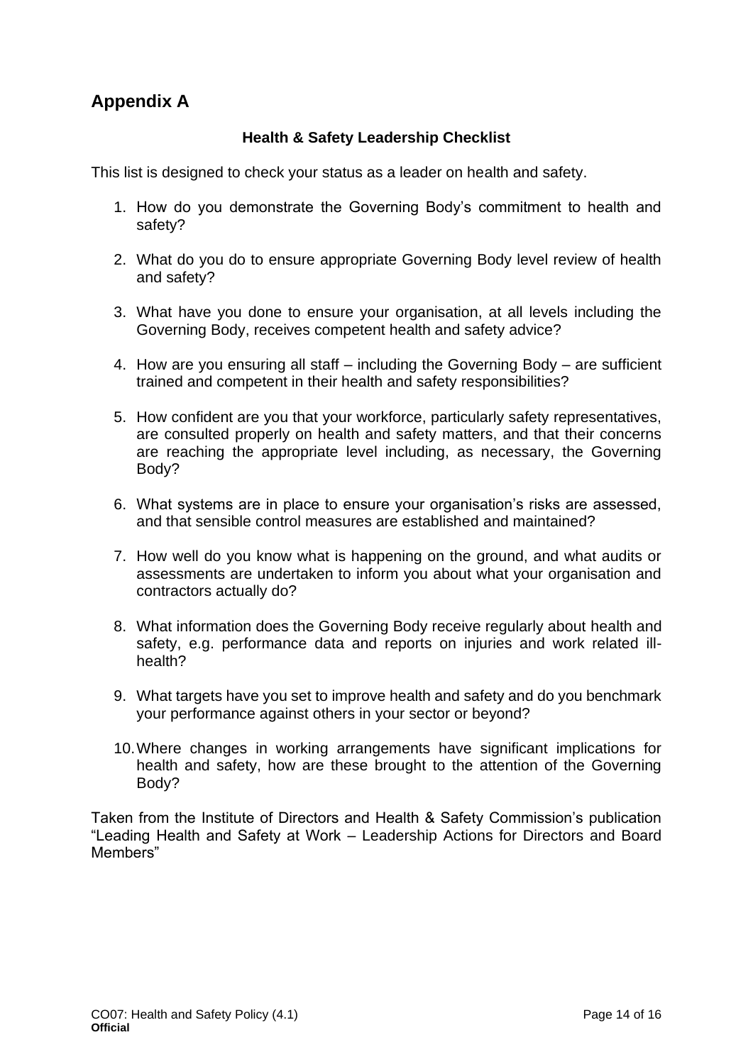## Appendix A

**Health & Safety Leadership Checklist**

This list is designed to check your status as a leader on health and safety.

1. How do you demonstrate the Governing Body's commitment to health and safety?

2. What do you do to ensure appropriate Governing Body level review of health and safety?

3. What have you done to ensure your organisation, at all levels including the Governing Body, receives competent health and safety advice?

4. How are you ensuring all staff – including the Governing Body – are sufficient trained and competent in their health and safety responsibilities?

5. How confident are you that your workforce, particularly safety representatives, are consulted properly on health and safety matters, and that their concerns are reaching the appropriate level including, as necessary, the Governing Body?

6. What systems are in place to ensure your organisation's risks are assessed, and that sensible control measures are established and maintained?

7. How well do you know what is happening on the ground, and what audits or assessments are undertaken to inform you about what your organisation and contractors actually do?

8. What information does the Governing Body receive regularly about health and safety, e.g. performance data and reports on injuries and work related ill-health?

9. What targets have you set to improve health and safety and do you benchmark your performance against others in your sector or beyond?

10. Where changes in working arrangements have significant implications for health and safety, how are these brought to the attention of the Governing Body?

Taken from the Institute of Directors and Health & Safety Commission's publication "Leading Health and Safety at Work – Leadership Actions for Directors and Board Members"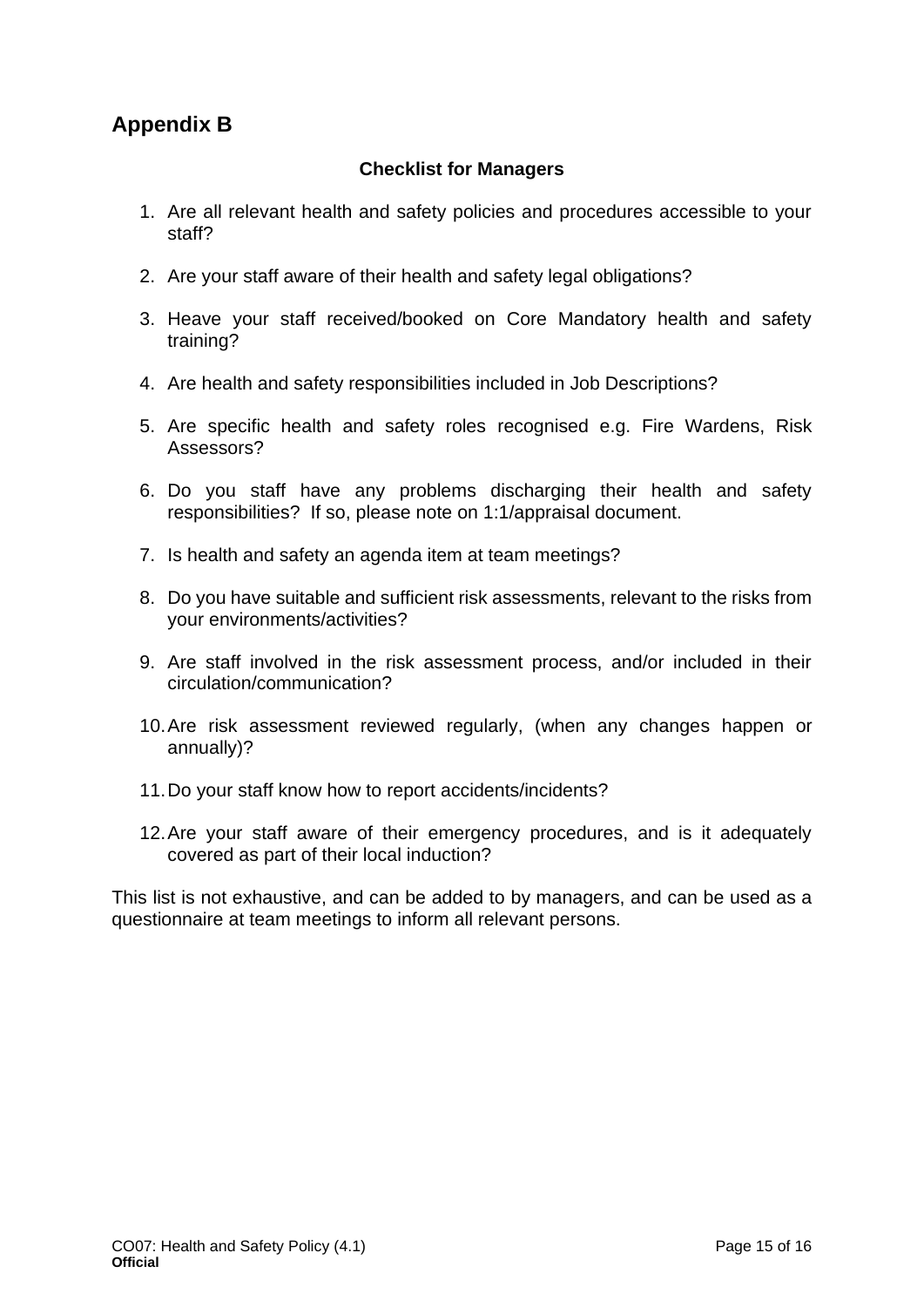## Appendix B

**Checklist for Managers**

1. Are all relevant health and safety policies and procedures accessible to your staff?

2. Are your staff aware of their health and safety legal obligations?

3. Heave your staff received/booked on Core Mandatory health and safety training?

4. Are health and safety responsibilities included in Job Descriptions?

5. Are specific health and safety roles recognised e.g. Fire Wardens, Risk Assessors?

6. Do you staff have any problems discharging their health and safety responsibilities? If so, please note on 1:1/appraisal document.

7. Is health and safety an agenda item at team meetings?

8. Do you have suitable and sufficient risk assessments, relevant to the risks from your environments/activities?

9. Are staff involved in the risk assessment process, and/or included in their circulation/communication?

10. Are risk assessment reviewed regularly, (when any changes happen or annually)?

11. Do your staff know how to report accidents/incidents?

12. Are your staff aware of their emergency procedures, and is it adequately covered as part of their local induction?

This list is not exhaustive, and can be added to by managers, and can be used as a questionnaire at team meetings to inform all relevant persons.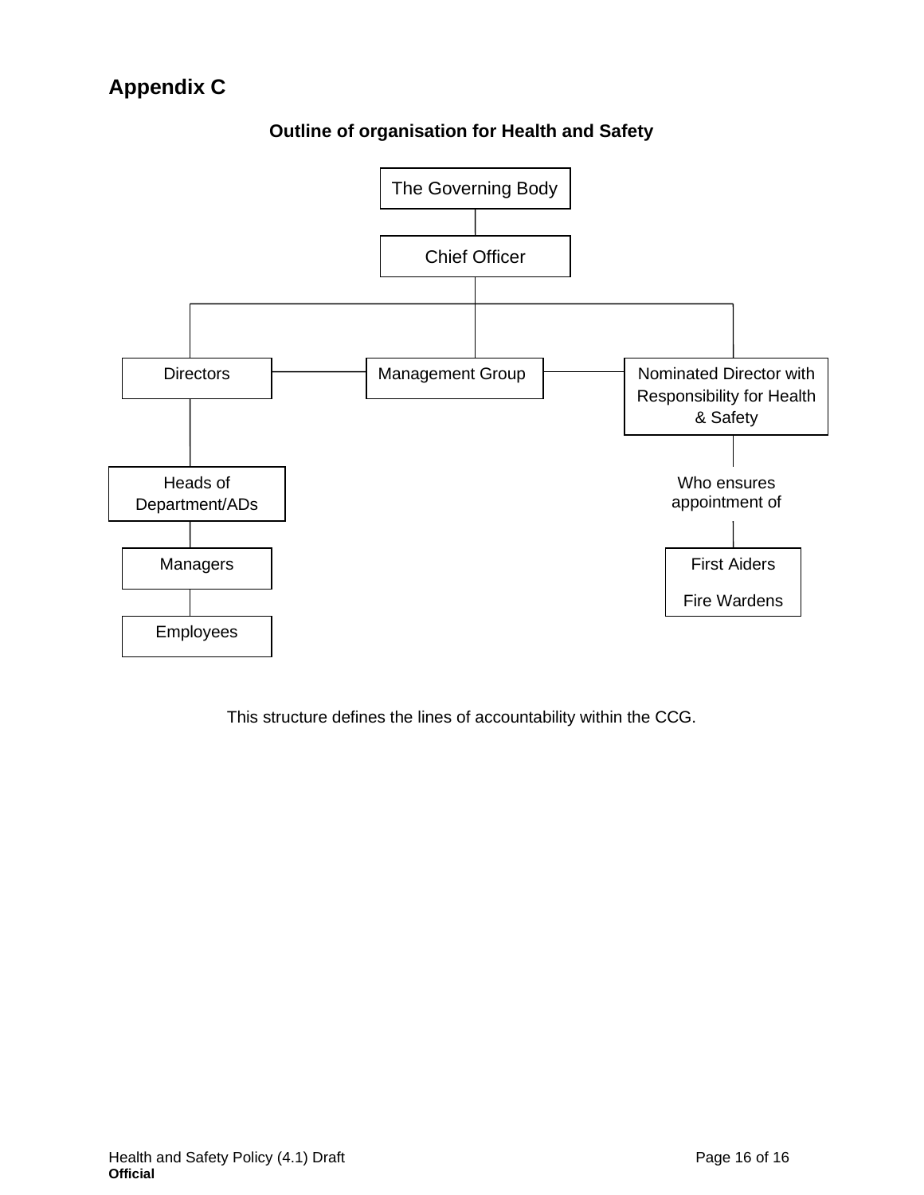# Appendix C

**Outline of organisation for Health and Safety**

The Governing Body

Chief Officer

Directors

Management Group

Nominated Director with Responsibility for Health & Safety

Heads of Department/ADs

Who ensures appointment of

Managers

First Aiders

Fire Wardens

Employees

This structure defines the lines of accountability within the CCG.